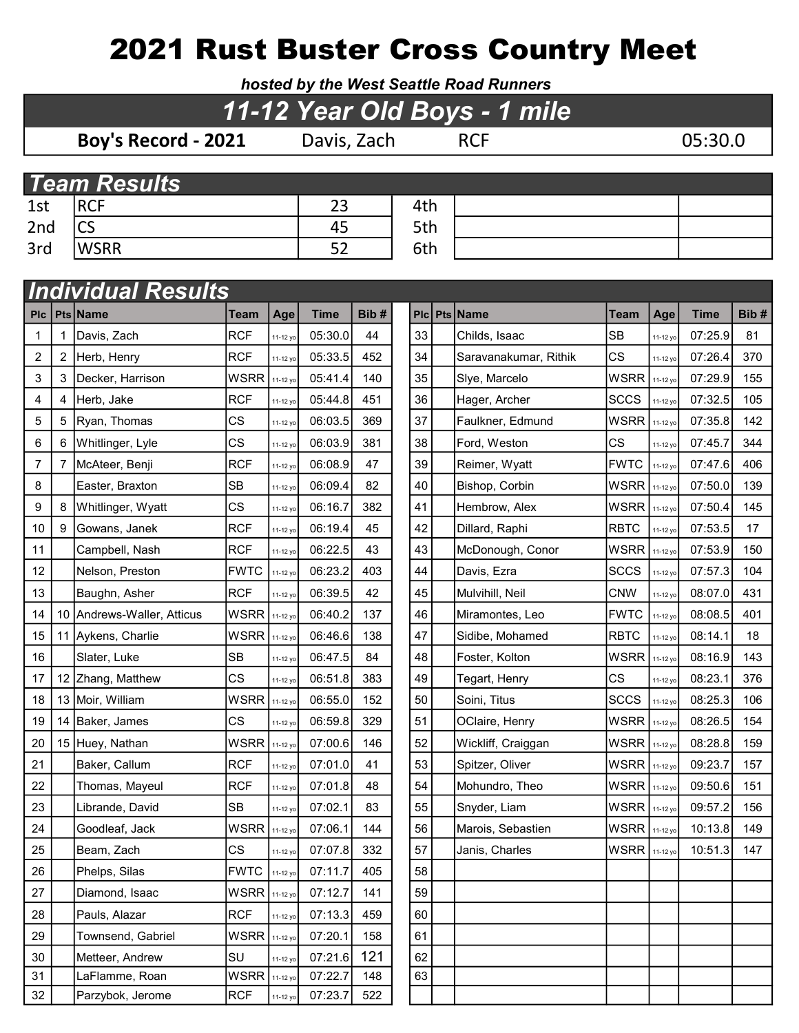# 2021 Rust Buster Cross Country Meet

***hosted by the West Seattle Road Runners***

## *11-12 Year Old Boys - 1 mile*

| **Boy's Record - 2021** | Davis, Zach | RCF | 05:30.0 |
|---|---|---|---|

## *Team Results*

| | | | | | |
|---|---|---|---|---|---|
| 1st | RCF | 23 | 4th | | |
| 2nd | CS | 45 | 5th | | |
| 3rd | WSRR | 52 | 6th | | |

## *Individual Results*

| Plc | Pts | Name | Team | Age | Time | Bib # |
|---|---|---|---|---|---|---|
| 1 | 1 | Davis, Zach | RCF | 11-12 yo | 05:30.0 | 44 |
| 2 | 2 | Herb, Henry | RCF | 11-12 yo | 05:33.5 | 452 |
| 3 | 3 | Decker, Harrison | WSRR | 11-12 yo | 05:41.4 | 140 |
| 4 | 4 | Herb, Jake | RCF | 11-12 yo | 05:44.8 | 451 |
| 5 | 5 | Ryan, Thomas | CS | 11-12 yo | 06:03.5 | 369 |
| 6 | 6 | Whitlinger, Lyle | CS | 11-12 yo | 06:03.9 | 381 |
| 7 | 7 | McAteer, Benji | RCF | 11-12 yo | 06:08.9 | 47 |
| 8 | | Easter, Braxton | SB | 11-12 yo | 06:09.4 | 82 |
| 9 | 8 | Whitlinger, Wyatt | CS | 11-12 yo | 06:16.7 | 382 |
| 10 | 9 | Gowans, Janek | RCF | 11-12 yo | 06:19.4 | 45 |
| 11 | | Campbell, Nash | RCF | 11-12 yo | 06:22.5 | 43 |
| 12 | | Nelson, Preston | FWTC | 11-12 yo | 06:23.2 | 403 |
| 13 | | Baughn, Asher | RCF | 11-12 yo | 06:39.5 | 42 |
| 14 | 10 | Andrews-Waller, Atticus | WSRR | 11-12 yo | 06:40.2 | 137 |
| 15 | 11 | Aykens, Charlie | WSRR | 11-12 yo | 06:46.6 | 138 |
| 16 | | Slater, Luke | SB | 11-12 yo | 06:47.5 | 84 |
| 17 | 12 | Zhang, Matthew | CS | 11-12 yo | 06:51.8 | 383 |
| 18 | 13 | Moir, William | WSRR | 11-12 yo | 06:55.0 | 152 |
| 19 | 14 | Baker, James | CS | 11-12 yo | 06:59.8 | 329 |
| 20 | 15 | Huey, Nathan | WSRR | 11-12 yo | 07:00.6 | 146 |
| 21 | | Baker, Callum | RCF | 11-12 yo | 07:01.0 | 41 |
| 22 | | Thomas, Mayeul | RCF | 11-12 yo | 07:01.8 | 48 |
| 23 | | Librande, David | SB | 11-12 yo | 07:02.1 | 83 |
| 24 | | Goodleaf, Jack | WSRR | 11-12 yo | 07:06.1 | 144 |
| 25 | | Beam, Zach | CS | 11-12 yo | 07:07.8 | 332 |
| 26 | | Phelps, Silas | FWTC | 11-12 yo | 07:11.7 | 405 |
| 27 | | Diamond, Isaac | WSRR | 11-12 yo | 07:12.7 | 141 |
| 28 | | Pauls, Alazar | RCF | 11-12 yo | 07:13.3 | 459 |
| 29 | | Townsend, Gabriel | WSRR | 11-12 yo | 07:20.1 | 158 |
| 30 | | Metteer, Andrew | SU | 11-12 yo | 07:21.6 | 121 |
| 31 | | LaFlamme, Roan | WSRR | 11-12 yo | 07:22.7 | 148 |
| 32 | | Parzybok, Jerome | RCF | 11-12 yo | 07:23.7 | 522 |
| 33 | | Childs, Isaac | SB | 11-12 yo | 07:25.9 | 81 |
| 34 | | Saravanakumar, Rithik | CS | 11-12 yo | 07:26.4 | 370 |
| 35 | | Slye, Marcelo | WSRR | 11-12 yo | 07:29.9 | 155 |
| 36 | | Hager, Archer | SCCS | 11-12 yo | 07:32.5 | 105 |
| 37 | | Faulkner, Edmund | WSRR | 11-12 yo | 07:35.8 | 142 |
| 38 | | Ford, Weston | CS | 11-12 yo | 07:45.7 | 344 |
| 39 | | Reimer, Wyatt | FWTC | 11-12 yo | 07:47.6 | 406 |
| 40 | | Bishop, Corbin | WSRR | 11-12 yo | 07:50.0 | 139 |
| 41 | | Hembrow, Alex | WSRR | 11-12 yo | 07:50.4 | 145 |
| 42 | | Dillard, Raphi | RBTC | 11-12 yo | 07:53.5 | 17 |
| 43 | | McDonough, Conor | WSRR | 11-12 yo | 07:53.9 | 150 |
| 44 | | Davis, Ezra | SCCS | 11-12 yo | 07:57.3 | 104 |
| 45 | | Mulvihill, Neil | CNW | 11-12 yo | 08:07.0 | 431 |
| 46 | | Miramontes, Leo | FWTC | 11-12 yo | 08:08.5 | 401 |
| 47 | | Sidibe, Mohamed | RBTC | 11-12 yo | 08:14.1 | 18 |
| 48 | | Foster, Kolton | WSRR | 11-12 yo | 08:16.9 | 143 |
| 49 | | Tegart, Henry | CS | 11-12 yo | 08:23.1 | 376 |
| 50 | | Soini, Titus | SCCS | 11-12 yo | 08:25.3 | 106 |
| 51 | | OClaire, Henry | WSRR | 11-12 yo | 08:26.5 | 154 |
| 52 | | Wickliff, Craiggan | WSRR | 11-12 yo | 08:28.8 | 159 |
| 53 | | Spitzer, Oliver | WSRR | 11-12 yo | 09:23.7 | 157 |
| 54 | | Mohundro, Theo | WSRR | 11-12 yo | 09:50.6 | 151 |
| 55 | | Snyder, Liam | WSRR | 11-12 yo | 09:57.2 | 156 |
| 56 | | Marois, Sebastien | WSRR | 11-12 yo | 10:13.8 | 149 |
| 57 | | Janis, Charles | WSRR | 11-12 yo | 10:51.3 | 147 |
| 58 | | | | | | |
| 59 | | | | | | |
| 60 | | | | | | |
| 61 | | | | | | |
| 62 | | | | | | |
| 63 | | | | | | |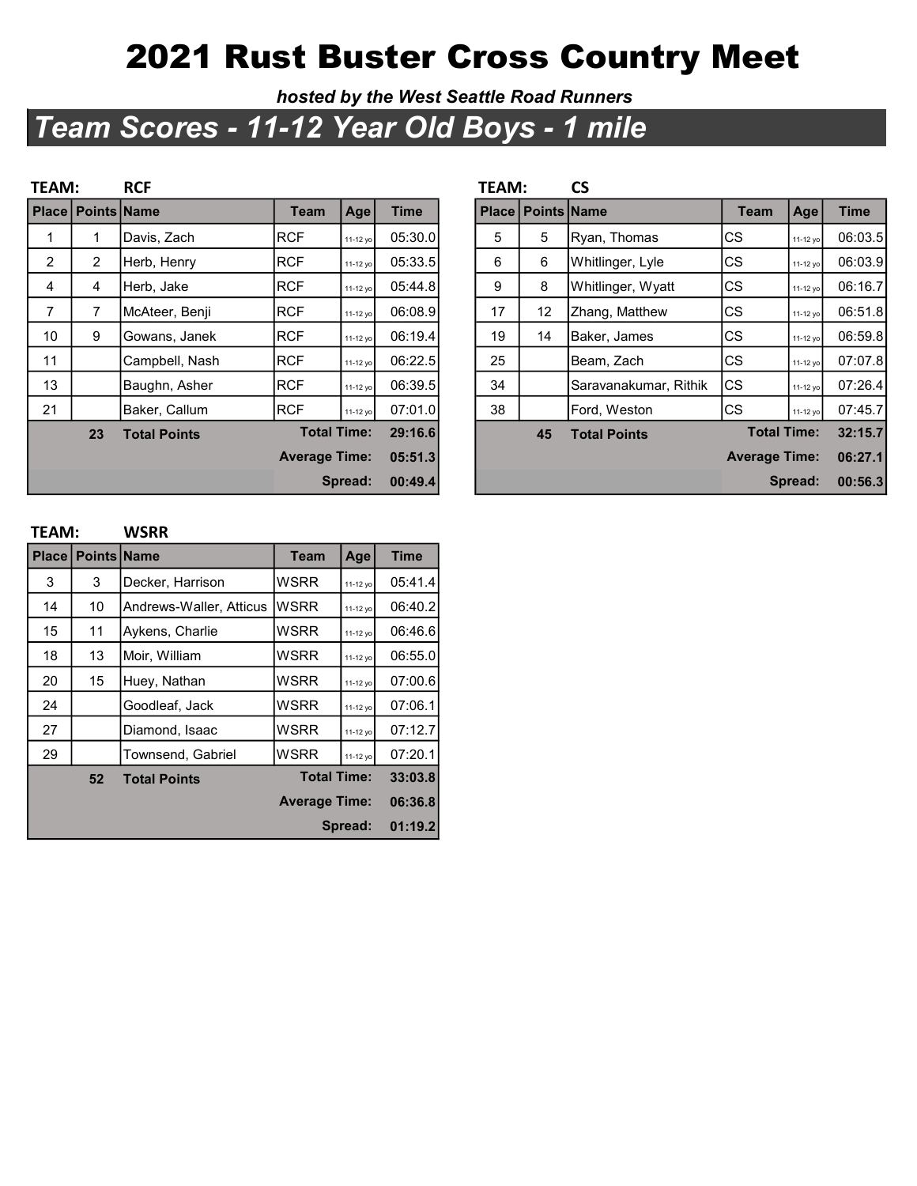# 2021 Rust Buster Cross Country Meet

***hosted by the West Seattle Road Runners***

## *Team Scores - 11-12 Year Old Boys - 1 mile*

**TEAM: RCF**

| Place | Points | Name | Team | Age | Time |
|---|---|---|---|---|---|
| 1 | 1 | Davis, Zach | RCF | 11-12 yo | 05:30.0 |
| 2 | 2 | Herb, Henry | RCF | 11-12 yo | 05:33.5 |
| 4 | 4 | Herb, Jake | RCF | 11-12 yo | 05:44.8 |
| 7 | 7 | McAteer, Benji | RCF | 11-12 yo | 06:08.9 |
| 10 | 9 | Gowans, Janek | RCF | 11-12 yo | 06:19.4 |
| 11 | | Campbell, Nash | RCF | 11-12 yo | 06:22.5 |
| 13 | | Baughn, Asher | RCF | 11-12 yo | 06:39.5 |
| 21 | | Baker, Callum | RCF | 11-12 yo | 07:01.0 |
| | **23** | **Total Points** | **Total Time:** | | **29:16.6** |
| | | | **Average Time:** | | **05:51.3** |
| | | | **Spread:** | | **00:49.4** |

**TEAM: CS**

| Place | Points | Name | Team | Age | Time |
|---|---|---|---|---|---|
| 5 | 5 | Ryan, Thomas | CS | 11-12 yo | 06:03.5 |
| 6 | 6 | Whitlinger, Lyle | CS | 11-12 yo | 06:03.9 |
| 9 | 8 | Whitlinger, Wyatt | CS | 11-12 yo | 06:16.7 |
| 17 | 12 | Zhang, Matthew | CS | 11-12 yo | 06:51.8 |
| 19 | 14 | Baker, James | CS | 11-12 yo | 06:59.8 |
| 25 | | Beam, Zach | CS | 11-12 yo | 07:07.8 |
| 34 | | Saravanakumar, Rithik | CS | 11-12 yo | 07:26.4 |
| 38 | | Ford, Weston | CS | 11-12 yo | 07:45.7 |
| | **45** | **Total Points** | **Total Time:** | | **32:15.7** |
| | | | **Average Time:** | | **06:27.1** |
| | | | **Spread:** | | **00:56.3** |

**TEAM: WSRR**

| Place | Points | Name | Team | Age | Time |
|---|---|---|---|---|---|
| 3 | 3 | Decker, Harrison | WSRR | 11-12 yo | 05:41.4 |
| 14 | 10 | Andrews-Waller, Atticus | WSRR | 11-12 yo | 06:40.2 |
| 15 | 11 | Aykens, Charlie | WSRR | 11-12 yo | 06:46.6 |
| 18 | 13 | Moir, William | WSRR | 11-12 yo | 06:55.0 |
| 20 | 15 | Huey, Nathan | WSRR | 11-12 yo | 07:00.6 |
| 24 | | Goodleaf, Jack | WSRR | 11-12 yo | 07:06.1 |
| 27 | | Diamond, Isaac | WSRR | 11-12 yo | 07:12.7 |
| 29 | | Townsend, Gabriel | WSRR | 11-12 yo | 07:20.1 |
| | **52** | **Total Points** | **Total Time:** | | **33:03.8** |
| | | | **Average Time:** | | **06:36.8** |
| | | | **Spread:** | | **01:19.2** |